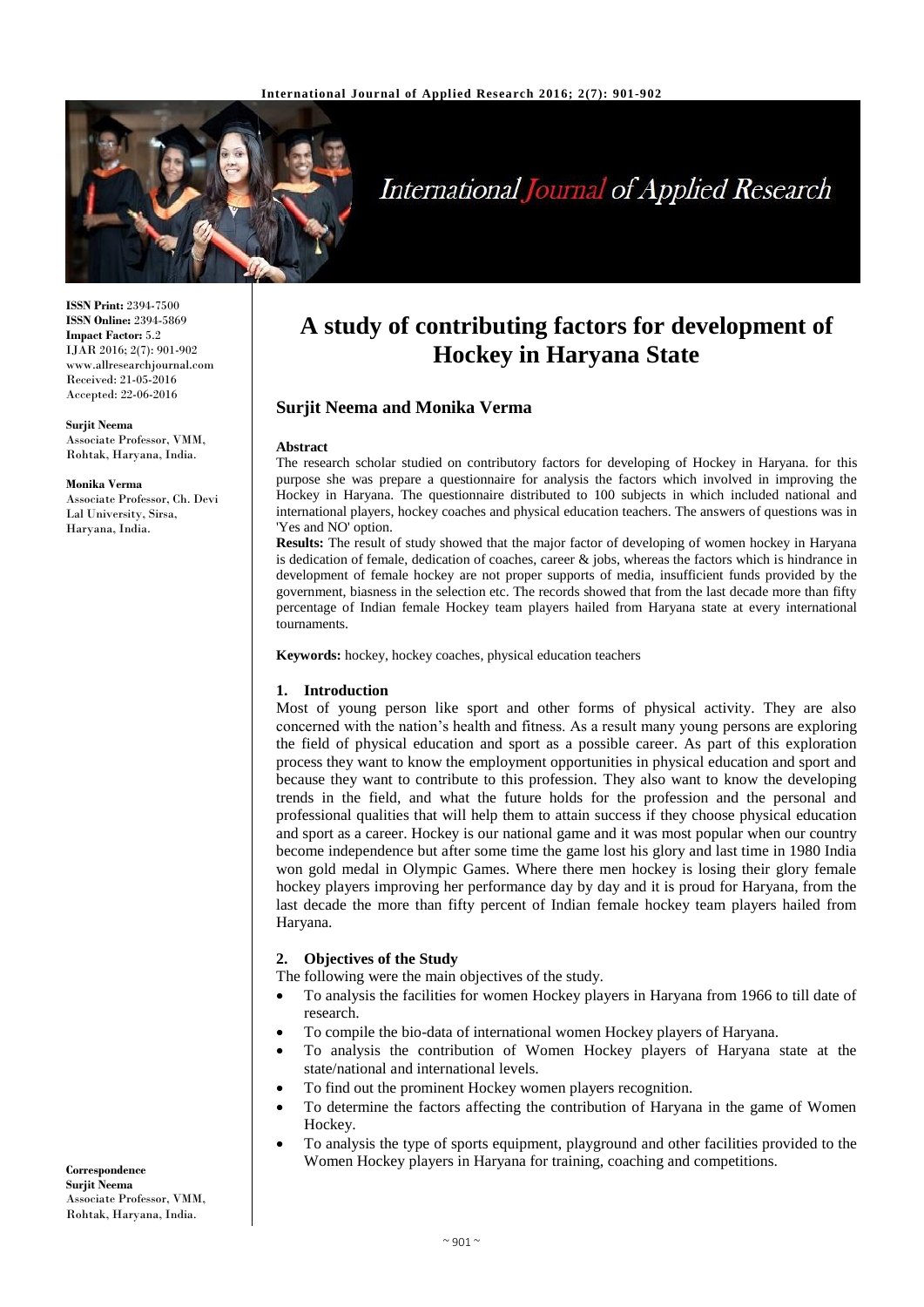# A study of contributing factors for development of Hockey in Haryana State

**Surjit Neema and Monika Verma**

ISSN Print: 2394-7500
ISSN Online: 2394-5869
Impact Factor: 5.2
IJAR 2016; 2(7): 901-902
www.allresearchjournal.com
Received: 21-05-2016
Accepted: 22-06-2016

**Surjit Neema**
Associate Professor, VMM, Rohtak, Haryana, India.

**Monika Verma**
Associate Professor, Ch. Devi Lal University, Sirsa, Haryana, India.

**Correspondence**
**Surjit Neema**
Associate Professor, VMM, Rohtak, Haryana, India.

**Abstract**

The research scholar studied on contributory factors for developing of Hockey in Haryana. for this purpose she was prepare a questionnaire for analysis the factors which involved in improving the Hockey in Haryana. The questionnaire distributed to 100 subjects in which included national and international players, hockey coaches and physical education teachers. The answers of questions was in 'Yes and NO' option.

**Results:** The result of study showed that the major factor of developing of women hockey in Haryana is dedication of female, dedication of coaches, career & jobs, whereas the factors which is hindrance in development of female hockey are not proper supports of media, insufficient funds provided by the government, biasness in the selection etc. The records showed that from the last decade more than fifty percentage of Indian female Hockey team players hailed from Haryana state at every international tournaments.

**Keywords:** hockey, hockey coaches, physical education teachers

## 1. Introduction

Most of young person like sport and other forms of physical activity. They are also concerned with the nation's health and fitness. As a result many young persons are exploring the field of physical education and sport as a possible career. As part of this exploration process they want to know the employment opportunities in physical education and sport and because they want to contribute to this profession. They also want to know the developing trends in the field, and what the future holds for the profession and the personal and professional qualities that will help them to attain success if they choose physical education and sport as a career. Hockey is our national game and it was most popular when our country become independence but after some time the game lost his glory and last time in 1980 India won gold medal in Olympic Games. Where there men hockey is losing their glory female hockey players improving her performance day by day and it is proud for Haryana, from the last decade the more than fifty percent of Indian female hockey team players hailed from Haryana.

## 2. Objectives of the Study

The following were the main objectives of the study.

- To analysis the facilities for women Hockey players in Haryana from 1966 to till date of research.
- To compile the bio-data of international women Hockey players of Haryana.
- To analysis the contribution of Women Hockey players of Haryana state at the state/national and international levels.
- To find out the prominent Hockey women players recognition.
- To determine the factors affecting the contribution of Haryana in the game of Women Hockey.
- To analysis the type of sports equipment, playground and other facilities provided to the Women Hockey players in Haryana for training, coaching and competitions.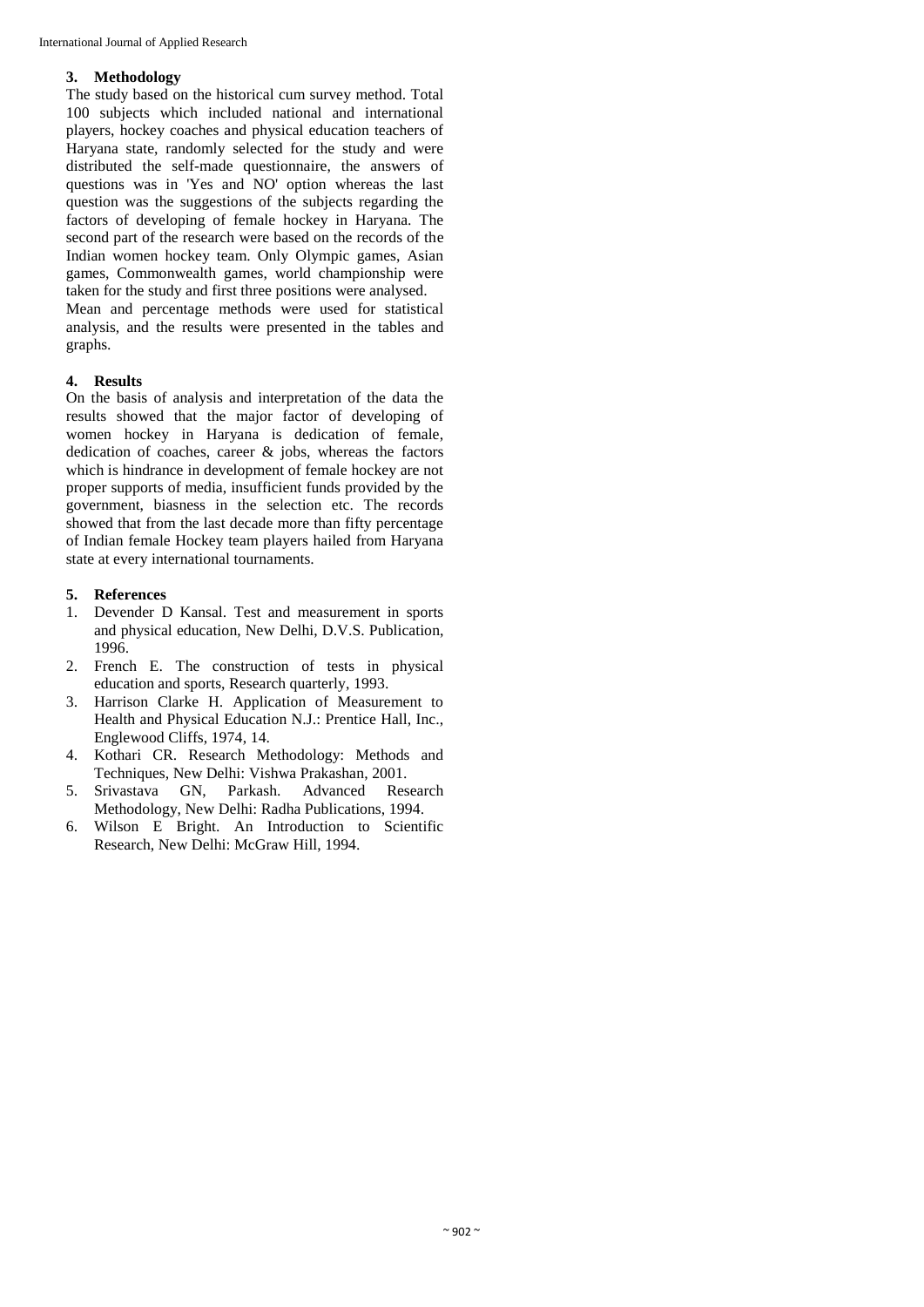## 3. Methodology

The study based on the historical cum survey method. Total 100 subjects which included national and international players, hockey coaches and physical education teachers of Haryana state, randomly selected for the study and were distributed the self-made questionnaire, the answers of questions was in 'Yes and NO' option whereas the last question was the suggestions of the subjects regarding the factors of developing of female hockey in Haryana. The second part of the research were based on the records of the Indian women hockey team. Only Olympic games, Asian games, Commonwealth games, world championship were taken for the study and first three positions were analysed.

Mean and percentage methods were used for statistical analysis, and the results were presented in the tables and graphs.

## 4. Results

On the basis of analysis and interpretation of the data the results showed that the major factor of developing of women hockey in Haryana is dedication of female, dedication of coaches, career & jobs, whereas the factors which is hindrance in development of female hockey are not proper supports of media, insufficient funds provided by the government, biasness in the selection etc. The records showed that from the last decade more than fifty percentage of Indian female Hockey team players hailed from Haryana state at every international tournaments.

## 5. References

1. Devender D Kansal. Test and measurement in sports and physical education, New Delhi, D.V.S. Publication, 1996.
2. French E. The construction of tests in physical education and sports, Research quarterly, 1993.
3. Harrison Clarke H. Application of Measurement to Health and Physical Education N.J.: Prentice Hall, Inc., Englewood Cliffs, 1974, 14.
4. Kothari CR. Research Methodology: Methods and Techniques, New Delhi: Vishwa Prakashan, 2001.
5. Srivastava GN, Parkash. Advanced Research Methodology, New Delhi: Radha Publications, 1994.
6. Wilson E Bright. An Introduction to Scientific Research, New Delhi: McGraw Hill, 1994.